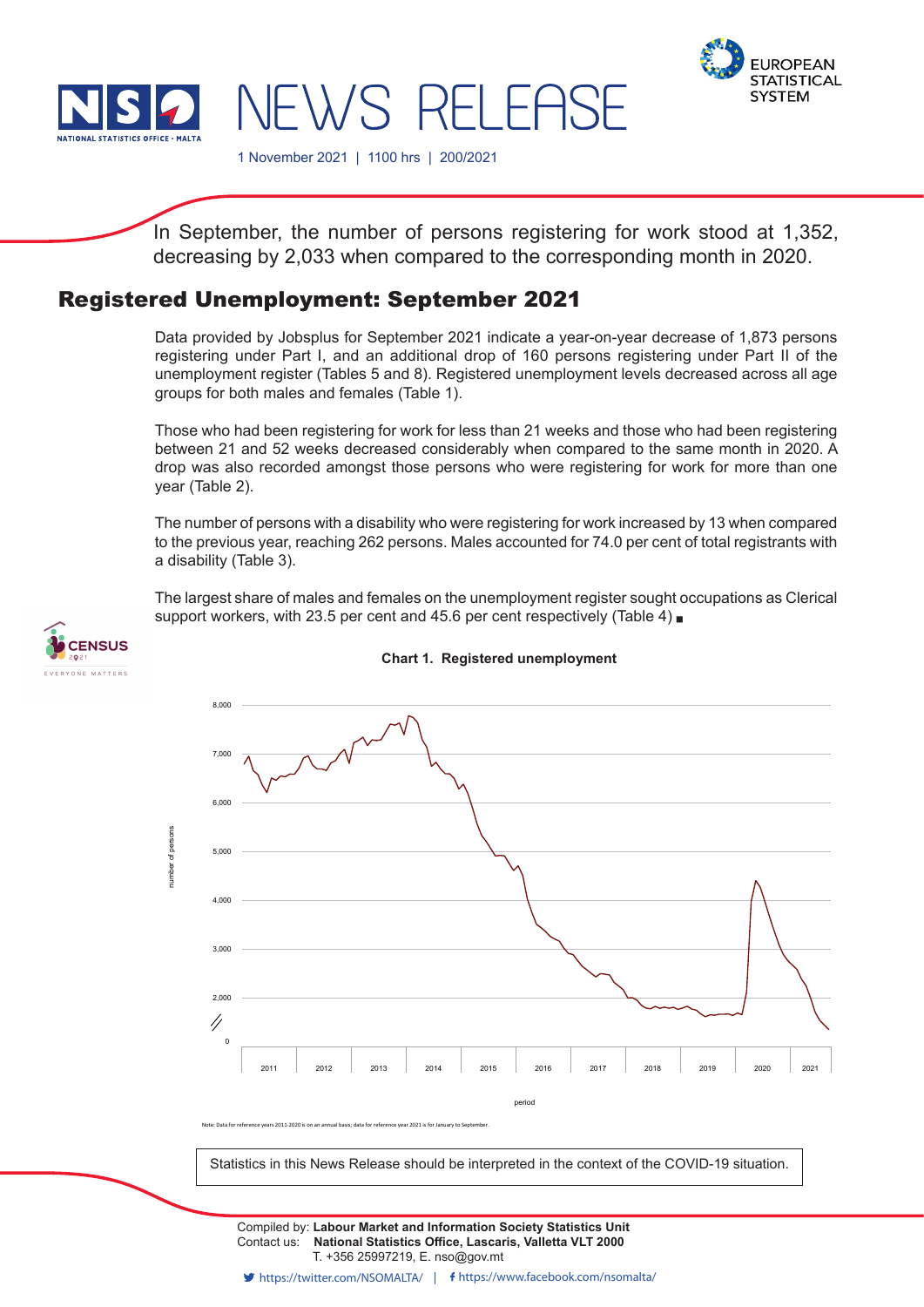# NEWS RELEASE

1 November 2021 | 1100 hrs | 200/2021

In September, the number of persons registering for work stood at 1,352, decreasing by 2,033 when compared to the corresponding month in 2020.

## Registered Unemployment: September 2021

Data provided by Jobsplus for September 2021 indicate a year-on-year decrease of 1,873 persons registering under Part I, and an additional drop of 160 persons registering under Part II of the unemployment register (Tables 5 and 8). Registered unemployment levels decreased across all age groups for both males and females (Table 1).

Those who had been registering for work for less than 21 weeks and those who had been registering between 21 and 52 weeks decreased considerably when compared to the same month in 2020. A drop was also recorded amongst those persons who were registering for work for more than one year (Table 2).

The number of persons with a disability who were registering for work increased by 13 when compared to the previous year, reaching 262 persons. Males accounted for 74.0 per cent of total registrants with a disability (Table 3).

The largest share of males and females on the unemployment register sought occupations as Clerical support workers, with 23.5 per cent and 45.6 per cent respectively (Table 4) ■

**Chart 1. Registered unemployment**

Note: Data for reference years 2011-2020 is on an annual basis; data for reference year 2021 is for January to September.

Statistics in this News Release should be interpreted in the context of the COVID-19 situation.

Compiled by: **Labour Market and Information Society Statistics Unit**
Contact us: **National Statistics Office, Lascaris, Valletta VLT 2000**
T. +356 25997219, E. nso@gov.mt

https://twitter.com/NSOMALTA/ | https://www.facebook.com/nsomalta/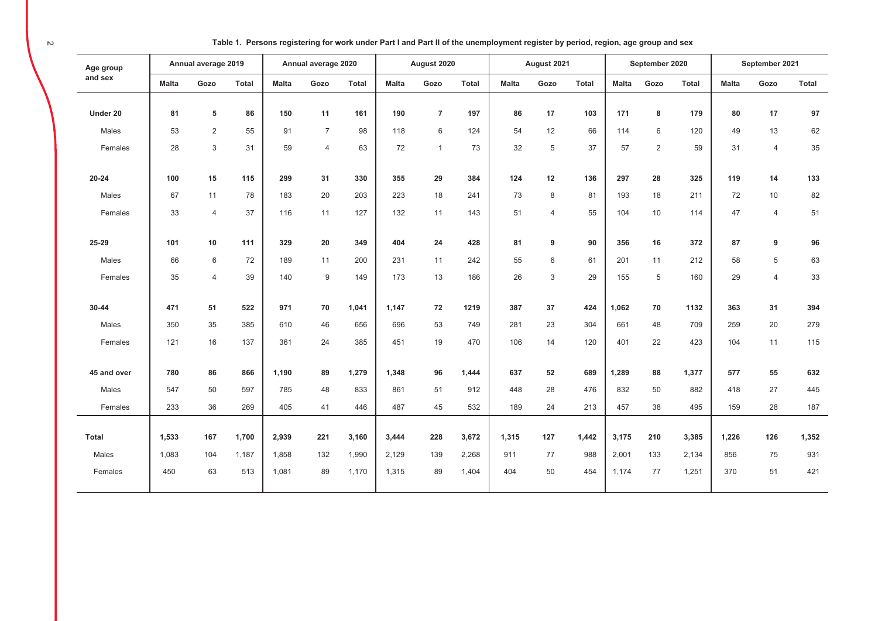**Table 1. Persons registering for work under Part I and Part II of the unemployment register by period, region, age group and sex**

| Age group and sex | Annual average 2019 | | | Annual average 2020 | | | August 2020 | | | August 2021 | | | September 2020 | | | September 2021 | | |
|---|---|---|---|---|---|---|---|---|---|---|---|---|---|---|---|---|---|---|
| | Malta | Gozo | Total | Malta | Gozo | Total | Malta | Gozo | Total | Malta | Gozo | Total | Malta | Gozo | Total | Malta | Gozo | Total |
| **Under 20** | **81** | **5** | **86** | **150** | **11** | **161** | **190** | **7** | **197** | **86** | **17** | **103** | **171** | **8** | **179** | **80** | **17** | **97** |
| Males | 53 | 2 | 55 | 91 | 7 | 98 | 118 | 6 | 124 | 54 | 12 | 66 | 114 | 6 | 120 | 49 | 13 | 62 |
| Females | 28 | 3 | 31 | 59 | 4 | 63 | 72 | 1 | 73 | 32 | 5 | 37 | 57 | 2 | 59 | 31 | 4 | 35 |
| **20-24** | **100** | **15** | **115** | **299** | **31** | **330** | **355** | **29** | **384** | **124** | **12** | **136** | **297** | **28** | **325** | **119** | **14** | **133** |
| Males | 67 | 11 | 78 | 183 | 20 | 203 | 223 | 18 | 241 | 73 | 8 | 81 | 193 | 18 | 211 | 72 | 10 | 82 |
| Females | 33 | 4 | 37 | 116 | 11 | 127 | 132 | 11 | 143 | 51 | 4 | 55 | 104 | 10 | 114 | 47 | 4 | 51 |
| **25-29** | **101** | **10** | **111** | **329** | **20** | **349** | **404** | **24** | **428** | **81** | **9** | **90** | **356** | **16** | **372** | **87** | **9** | **96** |
| Males | 66 | 6 | 72 | 189 | 11 | 200 | 231 | 11 | 242 | 55 | 6 | 61 | 201 | 11 | 212 | 58 | 5 | 63 |
| Females | 35 | 4 | 39 | 140 | 9 | 149 | 173 | 13 | 186 | 26 | 3 | 29 | 155 | 5 | 160 | 29 | 4 | 33 |
| **30-44** | **471** | **51** | **522** | **971** | **70** | **1,041** | **1,147** | **72** | **1219** | **387** | **37** | **424** | **1,062** | **70** | **1132** | **363** | **31** | **394** |
| Males | 350 | 35 | 385 | 610 | 46 | 656 | 696 | 53 | 749 | 281 | 23 | 304 | 661 | 48 | 709 | 259 | 20 | 279 |
| Females | 121 | 16 | 137 | 361 | 24 | 385 | 451 | 19 | 470 | 106 | 14 | 120 | 401 | 22 | 423 | 104 | 11 | 115 |
| **45 and over** | **780** | **86** | **866** | **1,190** | **89** | **1,279** | **1,348** | **96** | **1,444** | **637** | **52** | **689** | **1,289** | **88** | **1,377** | **577** | **55** | **632** |
| Males | 547 | 50 | 597 | 785 | 48 | 833 | 861 | 51 | 912 | 448 | 28 | 476 | 832 | 50 | 882 | 418 | 27 | 445 |
| Females | 233 | 36 | 269 | 405 | 41 | 446 | 487 | 45 | 532 | 189 | 24 | 213 | 457 | 38 | 495 | 159 | 28 | 187 |
| **Total** | **1,533** | **167** | **1,700** | **2,939** | **221** | **3,160** | **3,444** | **228** | **3,672** | **1,315** | **127** | **1,442** | **3,175** | **210** | **3,385** | **1,226** | **126** | **1,352** |
| Males | 1,083 | 104 | 1,187 | 1,858 | 132 | 1,990 | 2,129 | 139 | 2,268 | 911 | 77 | 988 | 2,001 | 133 | 2,134 | 856 | 75 | 931 |
| Females | 450 | 63 | 513 | 1,081 | 89 | 1,170 | 1,315 | 89 | 1,404 | 404 | 50 | 454 | 1,174 | 77 | 1,251 | 370 | 51 | 421 |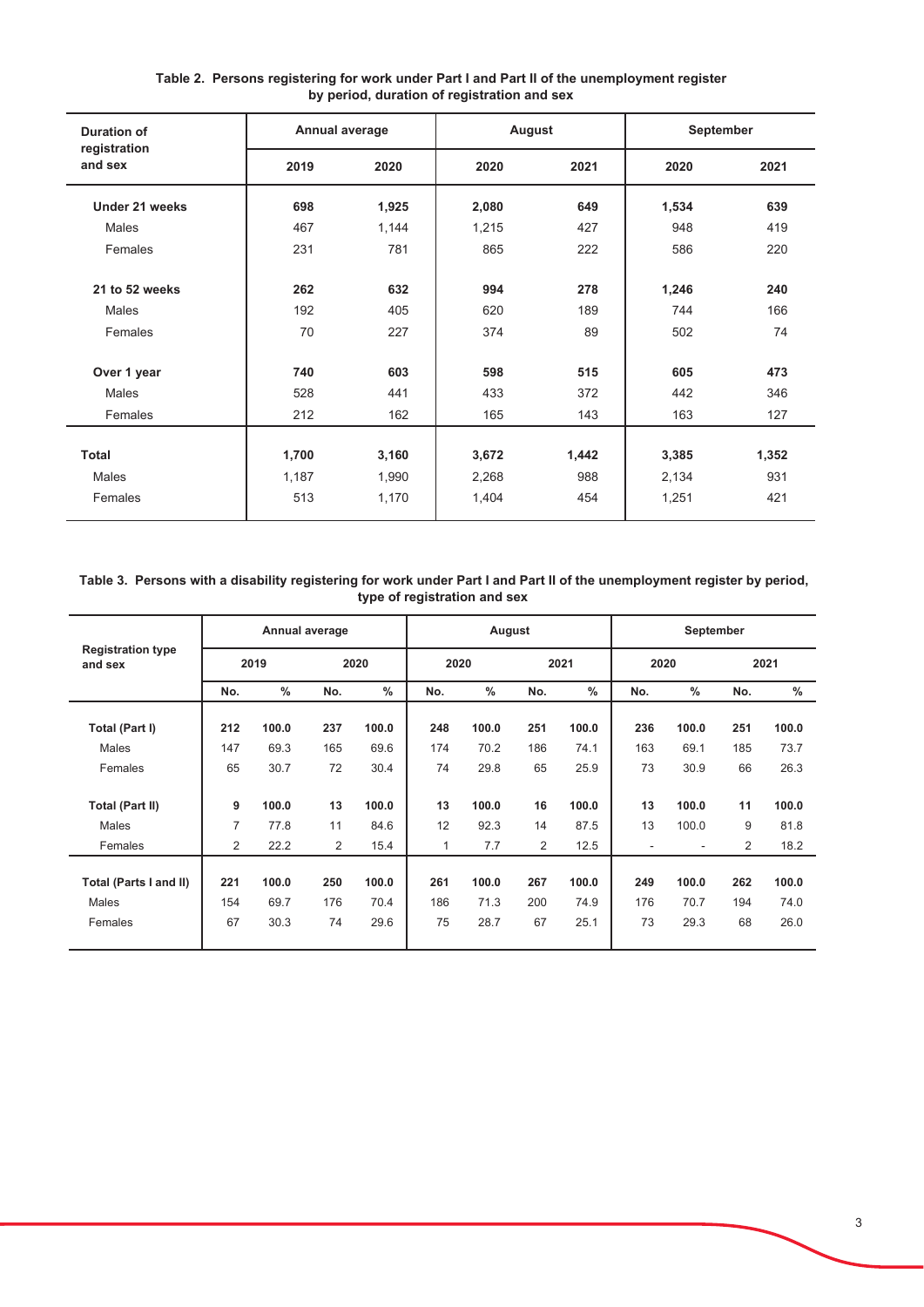**Table 2. Persons registering for work under Part I and Part II of the unemployment register by period, duration of registration and sex**

| Duration of registration and sex | Annual average | | August | | September | |
|---|---|---|---|---|---|---|
| | 2019 | 2020 | 2020 | 2021 | 2020 | 2021 |
| **Under 21 weeks** | **698** | **1,925** | **2,080** | **649** | **1,534** | **639** |
| Males | 467 | 1,144 | 1,215 | 427 | 948 | 419 |
| Females | 231 | 781 | 865 | 222 | 586 | 220 |
| **21 to 52 weeks** | **262** | **632** | **994** | **278** | **1,246** | **240** |
| Males | 192 | 405 | 620 | 189 | 744 | 166 |
| Females | 70 | 227 | 374 | 89 | 502 | 74 |
| **Over 1 year** | **740** | **603** | **598** | **515** | **605** | **473** |
| Males | 528 | 441 | 433 | 372 | 442 | 346 |
| Females | 212 | 162 | 165 | 143 | 163 | 127 |
| **Total** | **1,700** | **3,160** | **3,672** | **1,442** | **3,385** | **1,352** |
| Males | 1,187 | 1,990 | 2,268 | 988 | 2,134 | 931 |
| Females | 513 | 1,170 | 1,404 | 454 | 1,251 | 421 |

**Table 3. Persons with a disability registering for work under Part I and Part II of the unemployment register by period, type of registration and sex**

| Registration type and sex | Annual average | | | | August | | | | September | | | |
|---|---|---|---|---|---|---|---|---|---|---|---|---|
| | 2019 | | 2020 | | 2020 | | 2021 | | 2020 | | 2021 | |
| | No. | % | No. | % | No. | % | No. | % | No. | % | No. | % |
| **Total (Part I)** | **212** | **100.0** | **237** | **100.0** | **248** | **100.0** | **251** | **100.0** | **236** | **100.0** | **251** | **100.0** |
| Males | 147 | 69.3 | 165 | 69.6 | 174 | 70.2 | 186 | 74.1 | 163 | 69.1 | 185 | 73.7 |
| Females | 65 | 30.7 | 72 | 30.4 | 74 | 29.8 | 65 | 25.9 | 73 | 30.9 | 66 | 26.3 |
| **Total (Part II)** | **9** | **100.0** | **13** | **100.0** | **13** | **100.0** | **16** | **100.0** | **13** | **100.0** | **11** | **100.0** |
| Males | 7 | 77.8 | 11 | 84.6 | 12 | 92.3 | 14 | 87.5 | 13 | 100.0 | 9 | 81.8 |
| Females | 2 | 22.2 | 2 | 15.4 | 1 | 7.7 | 2 | 12.5 | - | - | 2 | 18.2 |
| **Total (Parts I and II)** | **221** | **100.0** | **250** | **100.0** | **261** | **100.0** | **267** | **100.0** | **249** | **100.0** | **262** | **100.0** |
| Males | 154 | 69.7 | 176 | 70.4 | 186 | 71.3 | 200 | 74.9 | 176 | 70.7 | 194 | 74.0 |
| Females | 67 | 30.3 | 74 | 29.6 | 75 | 28.7 | 67 | 25.1 | 73 | 29.3 | 68 | 26.0 |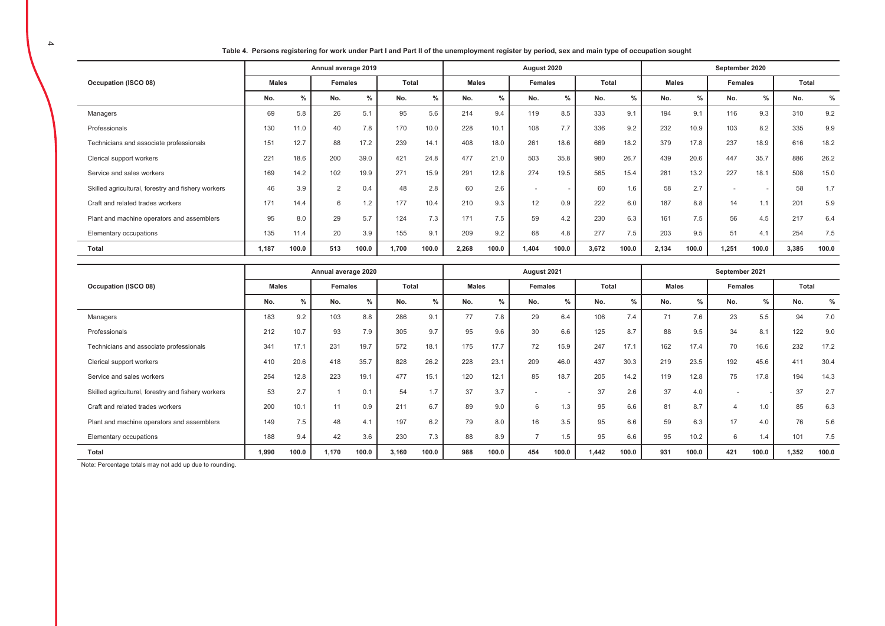**Table 4. Persons registering for work under Part I and Part II of the unemployment register by period, sex and main type of occupation sought**

| Occupation (ISCO 08) | Annual average 2019 | | | | | | August 2020 | | | | | | September 2020 | | | | | |
|---|---|---|---|---|---|---|---|---|---|---|---|---|---|---|---|---|---|---|
| | Males | | Females | | Total | | Males | | Females | | Total | | Males | | Females | | Total | |
| | No. | % | No. | % | No. | % | No. | % | No. | % | No. | % | No. | % | No. | % | No. | % |
| Managers | 69 | 5.8 | 26 | 5.1 | 95 | 5.6 | 214 | 9.4 | 119 | 8.5 | 333 | 9.1 | 194 | 9.1 | 116 | 9.3 | 310 | 9.2 |
| Professionals | 130 | 11.0 | 40 | 7.8 | 170 | 10.0 | 228 | 10.1 | 108 | 7.7 | 336 | 9.2 | 232 | 10.9 | 103 | 8.2 | 335 | 9.9 |
| Technicians and associate professionals | 151 | 12.7 | 88 | 17.2 | 239 | 14.1 | 408 | 18.0 | 261 | 18.6 | 669 | 18.2 | 379 | 17.8 | 237 | 18.9 | 616 | 18.2 |
| Clerical support workers | 221 | 18.6 | 200 | 39.0 | 421 | 24.8 | 477 | 21.0 | 503 | 35.8 | 980 | 26.7 | 439 | 20.6 | 447 | 35.7 | 886 | 26.2 |
| Service and sales workers | 169 | 14.2 | 102 | 19.9 | 271 | 15.9 | 291 | 12.8 | 274 | 19.5 | 565 | 15.4 | 281 | 13.2 | 227 | 18.1 | 508 | 15.0 |
| Skilled agricultural, forestry and fishery workers | 46 | 3.9 | 2 | 0.4 | 48 | 2.8 | 60 | 2.6 | - | - | 60 | 1.6 | 58 | 2.7 | - | - | 58 | 1.7 |
| Craft and related trades workers | 171 | 14.4 | 6 | 1.2 | 177 | 10.4 | 210 | 9.3 | 12 | 0.9 | 222 | 6.0 | 187 | 8.8 | 14 | 1.1 | 201 | 5.9 |
| Plant and machine operators and assemblers | 95 | 8.0 | 29 | 5.7 | 124 | 7.3 | 171 | 7.5 | 59 | 4.2 | 230 | 6.3 | 161 | 7.5 | 56 | 4.5 | 217 | 6.4 |
| Elementary occupations | 135 | 11.4 | 20 | 3.9 | 155 | 9.1 | 209 | 9.2 | 68 | 4.8 | 277 | 7.5 | 203 | 9.5 | 51 | 4.1 | 254 | 7.5 |
| **Total** | **1,187** | **100.0** | **513** | **100.0** | **1,700** | **100.0** | **2,268** | **100.0** | **1,404** | **100.0** | **3,672** | **100.0** | **2,134** | **100.0** | **1,251** | **100.0** | **3,385** | **100.0** |

| Occupation (ISCO 08) | Annual average 2020 | | | | | | August 2021 | | | | | | September 2021 | | | | | |
|---|---|---|---|---|---|---|---|---|---|---|---|---|---|---|---|---|---|---|
| | Males | | Females | | Total | | Males | | Females | | Total | | Males | | Females | | Total | |
| | No. | % | No. | % | No. | % | No. | % | No. | % | No. | % | No. | % | No. | % | No. | % |
| Managers | 183 | 9.2 | 103 | 8.8 | 286 | 9.1 | 77 | 7.8 | 29 | 6.4 | 106 | 7.4 | 71 | 7.6 | 23 | 5.5 | 94 | 7.0 |
| Professionals | 212 | 10.7 | 93 | 7.9 | 305 | 9.7 | 95 | 9.6 | 30 | 6.6 | 125 | 8.7 | 88 | 9.5 | 34 | 8.1 | 122 | 9.0 |
| Technicians and associate professionals | 341 | 17.1 | 231 | 19.7 | 572 | 18.1 | 175 | 17.7 | 72 | 15.9 | 247 | 17.1 | 162 | 17.4 | 70 | 16.6 | 232 | 17.2 |
| Clerical support workers | 410 | 20.6 | 418 | 35.7 | 828 | 26.2 | 228 | 23.1 | 209 | 46.0 | 437 | 30.3 | 219 | 23.5 | 192 | 45.6 | 411 | 30.4 |
| Service and sales workers | 254 | 12.8 | 223 | 19.1 | 477 | 15.1 | 120 | 12.1 | 85 | 18.7 | 205 | 14.2 | 119 | 12.8 | 75 | 17.8 | 194 | 14.3 |
| Skilled agricultural, forestry and fishery workers | 53 | 2.7 | 1 | 0.1 | 54 | 1.7 | 37 | 3.7 | - | - | 37 | 2.6 | 37 | 4.0 | - | - | 37 | 2.7 |
| Craft and related trades workers | 200 | 10.1 | 11 | 0.9 | 211 | 6.7 | 89 | 9.0 | 6 | 1.3 | 95 | 6.6 | 81 | 8.7 | 4 | 1.0 | 85 | 6.3 |
| Plant and machine operators and assemblers | 149 | 7.5 | 48 | 4.1 | 197 | 6.2 | 79 | 8.0 | 16 | 3.5 | 95 | 6.6 | 59 | 6.3 | 17 | 4.0 | 76 | 5.6 |
| Elementary occupations | 188 | 9.4 | 42 | 3.6 | 230 | 7.3 | 88 | 8.9 | 7 | 1.5 | 95 | 6.6 | 95 | 10.2 | 6 | 1.4 | 101 | 7.5 |
| **Total** | **1,990** | **100.0** | **1,170** | **100.0** | **3,160** | **100.0** | **988** | **100.0** | **454** | **100.0** | **1,442** | **100.0** | **931** | **100.0** | **421** | **100.0** | **1,352** | **100.0** |

Note: Percentage totals may not add up due to rounding.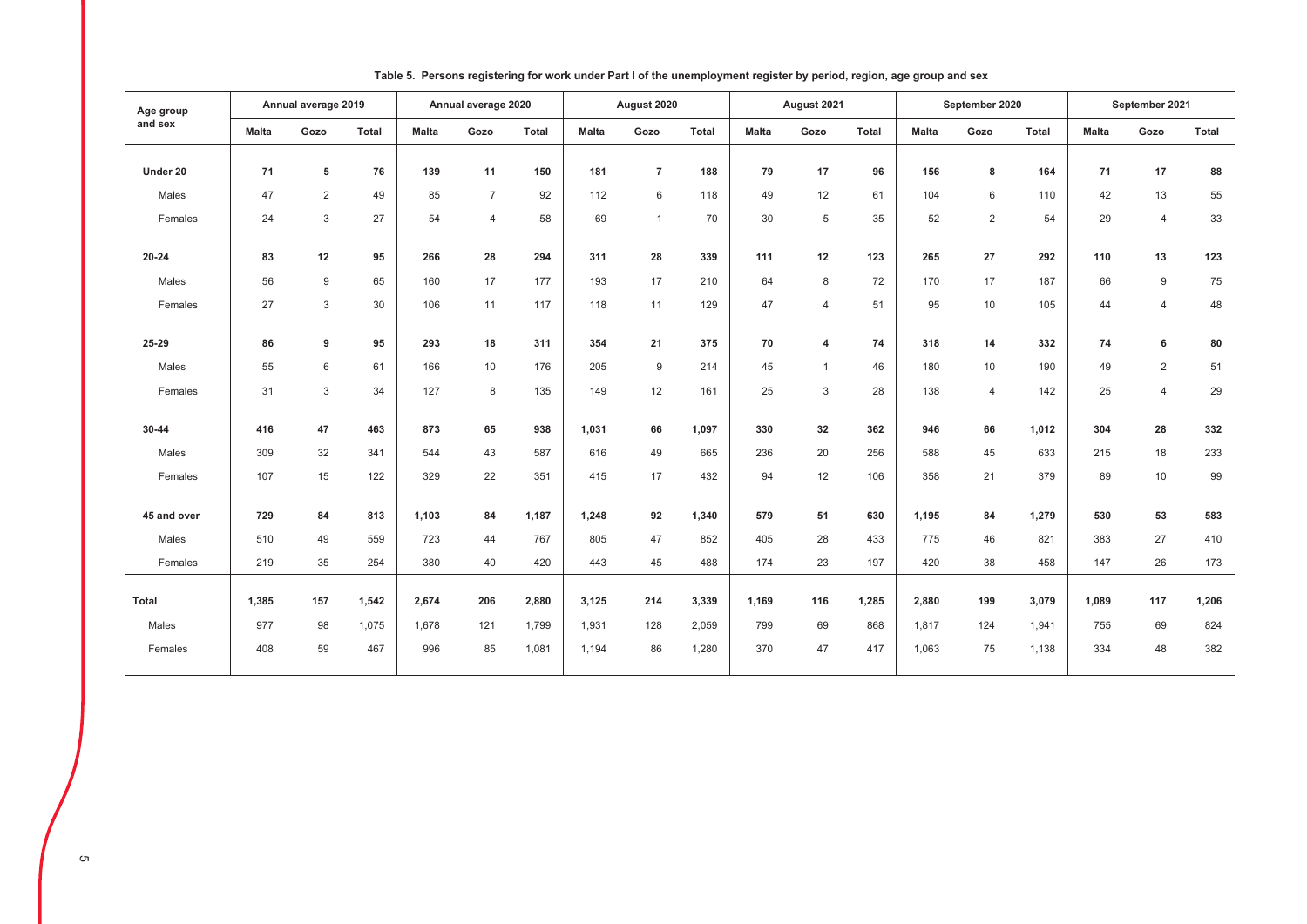**Table 5. Persons registering for work under Part I of the unemployment register by period, region, age group and sex**

| Age group and sex | Annual average 2019 | | | Annual average 2020 | | | August 2020 | | | August 2021 | | | September 2020 | | | September 2021 | | |
|---|---|---|---|---|---|---|---|---|---|---|---|---|---|---|---|---|---|---|
| | Malta | Gozo | Total | Malta | Gozo | Total | Malta | Gozo | Total | Malta | Gozo | Total | Malta | Gozo | Total | Malta | Gozo | Total |
| **Under 20** | **71** | **5** | **76** | **139** | **11** | **150** | **181** | **7** | **188** | **79** | **17** | **96** | **156** | **8** | **164** | **71** | **17** | **88** |
| Males | 47 | 2 | 49 | 85 | 7 | 92 | 112 | 6 | 118 | 49 | 12 | 61 | 104 | 6 | 110 | 42 | 13 | 55 |
| Females | 24 | 3 | 27 | 54 | 4 | 58 | 69 | 1 | 70 | 30 | 5 | 35 | 52 | 2 | 54 | 29 | 4 | 33 |
| **20-24** | **83** | **12** | **95** | **266** | **28** | **294** | **311** | **28** | **339** | **111** | **12** | **123** | **265** | **27** | **292** | **110** | **13** | **123** |
| Males | 56 | 9 | 65 | 160 | 17 | 177 | 193 | 17 | 210 | 64 | 8 | 72 | 170 | 17 | 187 | 66 | 9 | 75 |
| Females | 27 | 3 | 30 | 106 | 11 | 117 | 118 | 11 | 129 | 47 | 4 | 51 | 95 | 10 | 105 | 44 | 4 | 48 |
| **25-29** | **86** | **9** | **95** | **293** | **18** | **311** | **354** | **21** | **375** | **70** | **4** | **74** | **318** | **14** | **332** | **74** | **6** | **80** |
| Males | 55 | 6 | 61 | 166 | 10 | 176 | 205 | 9 | 214 | 45 | 1 | 46 | 180 | 10 | 190 | 49 | 2 | 51 |
| Females | 31 | 3 | 34 | 127 | 8 | 135 | 149 | 12 | 161 | 25 | 3 | 28 | 138 | 4 | 142 | 25 | 4 | 29 |
| **30-44** | **416** | **47** | **463** | **873** | **65** | **938** | **1,031** | **66** | **1,097** | **330** | **32** | **362** | **946** | **66** | **1,012** | **304** | **28** | **332** |
| Males | 309 | 32 | 341 | 544 | 43 | 587 | 616 | 49 | 665 | 236 | 20 | 256 | 588 | 45 | 633 | 215 | 18 | 233 |
| Females | 107 | 15 | 122 | 329 | 22 | 351 | 415 | 17 | 432 | 94 | 12 | 106 | 358 | 21 | 379 | 89 | 10 | 99 |
| **45 and over** | **729** | **84** | **813** | **1,103** | **84** | **1,187** | **1,248** | **92** | **1,340** | **579** | **51** | **630** | **1,195** | **84** | **1,279** | **530** | **53** | **583** |
| Males | 510 | 49 | 559 | 723 | 44 | 767 | 805 | 47 | 852 | 405 | 28 | 433 | 775 | 46 | 821 | 383 | 27 | 410 |
| Females | 219 | 35 | 254 | 380 | 40 | 420 | 443 | 45 | 488 | 174 | 23 | 197 | 420 | 38 | 458 | 147 | 26 | 173 |
| **Total** | **1,385** | **157** | **1,542** | **2,674** | **206** | **2,880** | **3,125** | **214** | **3,339** | **1,169** | **116** | **1,285** | **2,880** | **199** | **3,079** | **1,089** | **117** | **1,206** |
| Males | 977 | 98 | 1,075 | 1,678 | 121 | 1,799 | 1,931 | 128 | 2,059 | 799 | 69 | 868 | 1,817 | 124 | 1,941 | 755 | 69 | 824 |
| Females | 408 | 59 | 467 | 996 | 85 | 1,081 | 1,194 | 86 | 1,280 | 370 | 47 | 417 | 1,063 | 75 | 1,138 | 334 | 48 | 382 |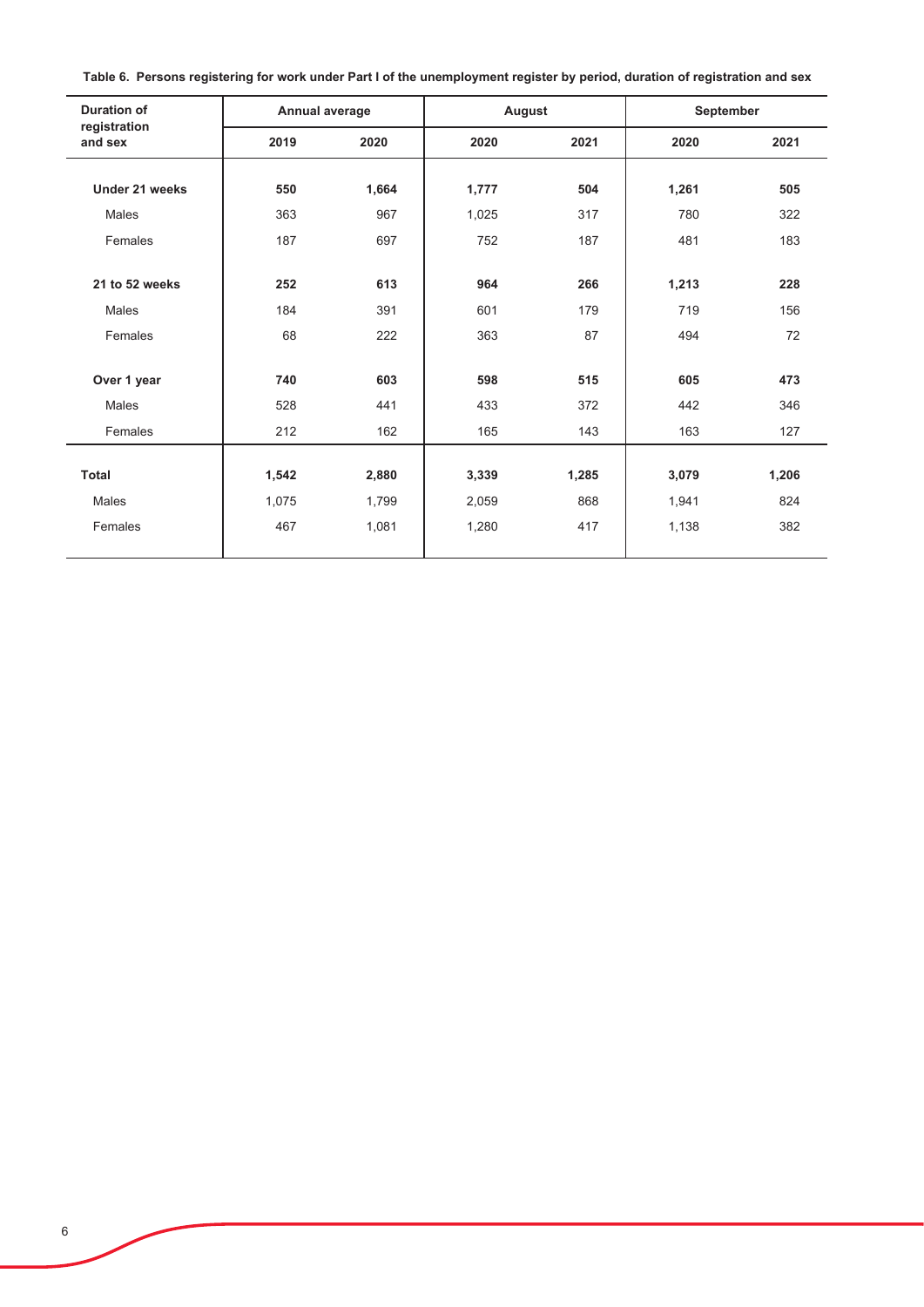**Table 6. Persons registering for work under Part I of the unemployment register by period, duration of registration and sex**

| Duration of registration and sex | Annual average | | August | | September | |
|---|---|---|---|---|---|---|
| | 2019 | 2020 | 2020 | 2021 | 2020 | 2021 |
| **Under 21 weeks** | **550** | **1,664** | **1,777** | **504** | **1,261** | **505** |
| Males | 363 | 967 | 1,025 | 317 | 780 | 322 |
| Females | 187 | 697 | 752 | 187 | 481 | 183 |
| **21 to 52 weeks** | **252** | **613** | **964** | **266** | **1,213** | **228** |
| Males | 184 | 391 | 601 | 179 | 719 | 156 |
| Females | 68 | 222 | 363 | 87 | 494 | 72 |
| **Over 1 year** | **740** | **603** | **598** | **515** | **605** | **473** |
| Males | 528 | 441 | 433 | 372 | 442 | 346 |
| Females | 212 | 162 | 165 | 143 | 163 | 127 |
| **Total** | **1,542** | **2,880** | **3,339** | **1,285** | **3,079** | **1,206** |
| Males | 1,075 | 1,799 | 2,059 | 868 | 1,941 | 824 |
| Females | 467 | 1,081 | 1,280 | 417 | 1,138 | 382 |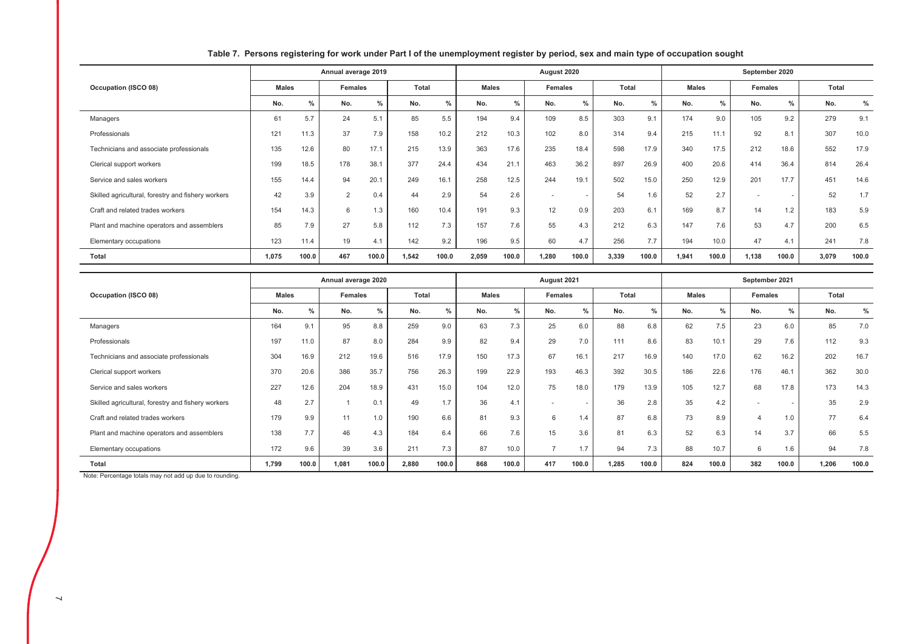**Table 7. Persons registering for work under Part I of the unemployment register by period, sex and main type of occupation sought**

| Occupation (ISCO 08) | Annual average 2019 | | | | | | August 2020 | | | | | | September 2020 | | | | | |
|---|---|---|---|---|---|---|---|---|---|---|---|---|---|---|---|---|---|---|
| | Males | | Females | | Total | | Males | | Females | | Total | | Males | | Females | | Total | |
| | No. | % | No. | % | No. | % | No. | % | No. | % | No. | % | No. | % | No. | % | No. | % |
| Managers | 61 | 5.7 | 24 | 5.1 | 85 | 5.5 | 194 | 9.4 | 109 | 8.5 | 303 | 9.1 | 174 | 9.0 | 105 | 9.2 | 279 | 9.1 |
| Professionals | 121 | 11.3 | 37 | 7.9 | 158 | 10.2 | 212 | 10.3 | 102 | 8.0 | 314 | 9.4 | 215 | 11.1 | 92 | 8.1 | 307 | 10.0 |
| Technicians and associate professionals | 135 | 12.6 | 80 | 17.1 | 215 | 13.9 | 363 | 17.6 | 235 | 18.4 | 598 | 17.9 | 340 | 17.5 | 212 | 18.6 | 552 | 17.9 |
| Clerical support workers | 199 | 18.5 | 178 | 38.1 | 377 | 24.4 | 434 | 21.1 | 463 | 36.2 | 897 | 26.9 | 400 | 20.6 | 414 | 36.4 | 814 | 26.4 |
| Service and sales workers | 155 | 14.4 | 94 | 20.1 | 249 | 16.1 | 258 | 12.5 | 244 | 19.1 | 502 | 15.0 | 250 | 12.9 | 201 | 17.7 | 451 | 14.6 |
| Skilled agricultural, forestry and fishery workers | 42 | 3.9 | 2 | 0.4 | 44 | 2.9 | 54 | 2.6 | - | - | 54 | 1.6 | 52 | 2.7 | - | - | 52 | 1.7 |
| Craft and related trades workers | 154 | 14.3 | 6 | 1.3 | 160 | 10.4 | 191 | 9.3 | 12 | 0.9 | 203 | 6.1 | 169 | 8.7 | 14 | 1.2 | 183 | 5.9 |
| Plant and machine operators and assemblers | 85 | 7.9 | 27 | 5.8 | 112 | 7.3 | 157 | 7.6 | 55 | 4.3 | 212 | 6.3 | 147 | 7.6 | 53 | 4.7 | 200 | 6.5 |
| Elementary occupations | 123 | 11.4 | 19 | 4.1 | 142 | 9.2 | 196 | 9.5 | 60 | 4.7 | 256 | 7.7 | 194 | 10.0 | 47 | 4.1 | 241 | 7.8 |
| **Total** | **1,075** | **100.0** | **467** | **100.0** | **1,542** | **100.0** | **2,059** | **100.0** | **1,280** | **100.0** | **3,339** | **100.0** | **1,941** | **100.0** | **1,138** | **100.0** | **3,079** | **100.0** |

| Occupation (ISCO 08) | Annual average 2020 | | | | | | August 2021 | | | | | | September 2021 | | | | | |
|---|---|---|---|---|---|---|---|---|---|---|---|---|---|---|---|---|---|---|
| | Males | | Females | | Total | | Males | | Females | | Total | | Males | | Females | | Total | |
| | No. | % | No. | % | No. | % | No. | % | No. | % | No. | % | No. | % | No. | % | No. | % |
| Managers | 164 | 9.1 | 95 | 8.8 | 259 | 9.0 | 63 | 7.3 | 25 | 6.0 | 88 | 6.8 | 62 | 7.5 | 23 | 6.0 | 85 | 7.0 |
| Professionals | 197 | 11.0 | 87 | 8.0 | 284 | 9.9 | 82 | 9.4 | 29 | 7.0 | 111 | 8.6 | 83 | 10.1 | 29 | 7.6 | 112 | 9.3 |
| Technicians and associate professionals | 304 | 16.9 | 212 | 19.6 | 516 | 17.9 | 150 | 17.3 | 67 | 16.1 | 217 | 16.9 | 140 | 17.0 | 62 | 16.2 | 202 | 16.7 |
| Clerical support workers | 370 | 20.6 | 386 | 35.7 | 756 | 26.3 | 199 | 22.9 | 193 | 46.3 | 392 | 30.5 | 186 | 22.6 | 176 | 46.1 | 362 | 30.0 |
| Service and sales workers | 227 | 12.6 | 204 | 18.9 | 431 | 15.0 | 104 | 12.0 | 75 | 18.0 | 179 | 13.9 | 105 | 12.7 | 68 | 17.8 | 173 | 14.3 |
| Skilled agricultural, forestry and fishery workers | 48 | 2.7 | 1 | 0.1 | 49 | 1.7 | 36 | 4.1 | - | - | 36 | 2.8 | 35 | 4.2 | - | - | 35 | 2.9 |
| Craft and related trades workers | 179 | 9.9 | 11 | 1.0 | 190 | 6.6 | 81 | 9.3 | 6 | 1.4 | 87 | 6.8 | 73 | 8.9 | 4 | 1.0 | 77 | 6.4 |
| Plant and machine operators and assemblers | 138 | 7.7 | 46 | 4.3 | 184 | 6.4 | 66 | 7.6 | 15 | 3.6 | 81 | 6.3 | 52 | 6.3 | 14 | 3.7 | 66 | 5.5 |
| Elementary occupations | 172 | 9.6 | 39 | 3.6 | 211 | 7.3 | 87 | 10.0 | 7 | 1.7 | 94 | 7.3 | 88 | 10.7 | 6 | 1.6 | 94 | 7.8 |
| **Total** | **1,799** | **100.0** | **1,081** | **100.0** | **2,880** | **100.0** | **868** | **100.0** | **417** | **100.0** | **1,285** | **100.0** | **824** | **100.0** | **382** | **100.0** | **1,206** | **100.0** |

Note: Percentage totals may not add up due to rounding.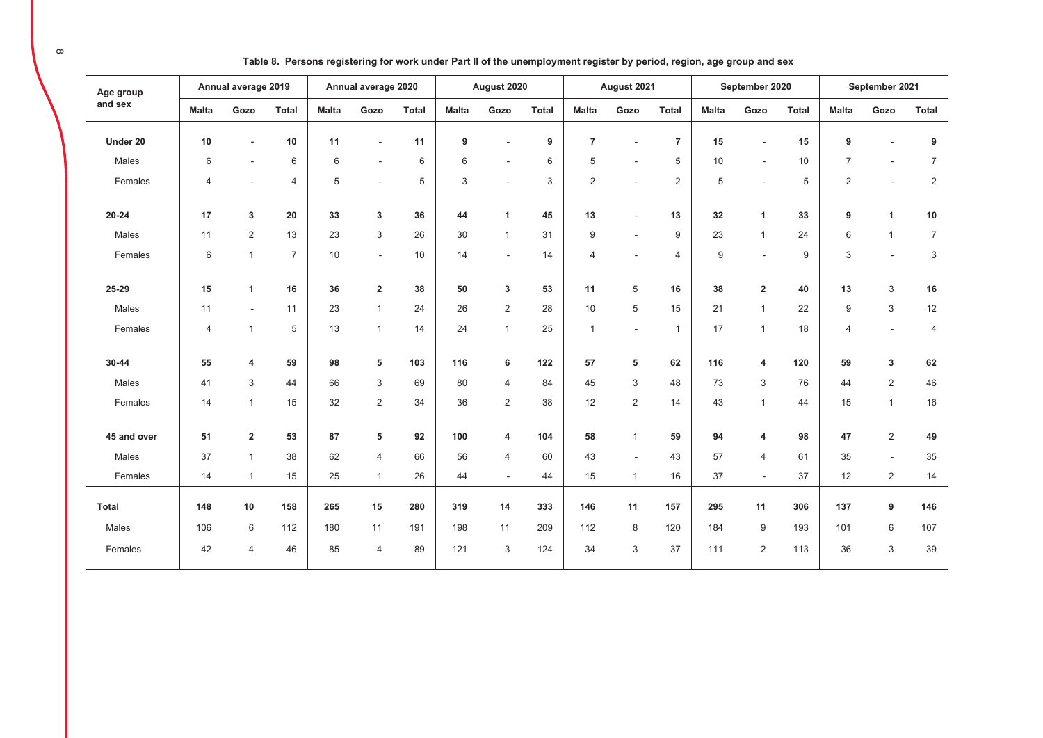**Table 8. Persons registering for work under Part II of the unemployment register by period, region, age group and sex**

| Age group and sex | Annual average 2019 | | | Annual average 2020 | | | August 2020 | | | August 2021 | | | September 2020 | | | September 2021 | | |
|---|---|---|---|---|---|---|---|---|---|---|---|---|---|---|---|---|---|---|
| | Malta | Gozo | Total | Malta | Gozo | Total | Malta | Gozo | Total | Malta | Gozo | Total | Malta | Gozo | Total | Malta | Gozo | Total |
| **Under 20** | **10** | **-** | **10** | **11** | - | **11** | **9** | - | **9** | **7** | - | **7** | **15** | - | **15** | **9** | - | **9** |
| Males | 6 | - | 6 | 6 | - | 6 | 6 | - | 6 | 5 | - | 5 | 10 | - | 10 | 7 | - | 7 |
| Females | 4 | - | 4 | 5 | - | 5 | 3 | - | 3 | 2 | - | 2 | 5 | - | 5 | 2 | - | 2 |
| **20-24** | **17** | **3** | **20** | **33** | **3** | **36** | **44** | **1** | **45** | **13** | - | **13** | **32** | **1** | **33** | **9** | 1 | **10** |
| Males | 11 | 2 | 13 | 23 | 3 | 26 | 30 | 1 | 31 | 9 | - | 9 | 23 | 1 | 24 | 6 | 1 | 7 |
| Females | 6 | 1 | 7 | 10 | - | 10 | 14 | - | 14 | 4 | - | 4 | 9 | - | 9 | 3 | - | 3 |
| **25-29** | **15** | **1** | **16** | **36** | **2** | **38** | **50** | **3** | **53** | **11** | 5 | **16** | **38** | **2** | **40** | **13** | 3 | **16** |
| Males | 11 | - | 11 | 23 | 1 | 24 | 26 | 2 | 28 | 10 | 5 | 15 | 21 | 1 | 22 | 9 | 3 | 12 |
| Females | 4 | 1 | 5 | 13 | 1 | 14 | 24 | 1 | 25 | 1 | - | 1 | 17 | 1 | 18 | 4 | - | 4 |
| **30-44** | **55** | **4** | **59** | **98** | **5** | **103** | **116** | **6** | **122** | **57** | **5** | **62** | **116** | **4** | **120** | **59** | **3** | **62** |
| Males | 41 | 3 | 44 | 66 | 3 | 69 | 80 | 4 | 84 | 45 | 3 | 48 | 73 | 3 | 76 | 44 | 2 | 46 |
| Females | 14 | 1 | 15 | 32 | 2 | 34 | 36 | 2 | 38 | 12 | 2 | 14 | 43 | 1 | 44 | 15 | 1 | 16 |
| **45 and over** | **51** | **2** | **53** | **87** | **5** | **92** | **100** | **4** | **104** | **58** | 1 | **59** | **94** | **4** | **98** | **47** | 2 | **49** |
| Males | 37 | 1 | 38 | 62 | 4 | 66 | 56 | 4 | 60 | 43 | - | 43 | 57 | 4 | 61 | 35 | - | 35 |
| Females | 14 | 1 | 15 | 25 | 1 | 26 | 44 | - | 44 | 15 | 1 | 16 | 37 | - | 37 | 12 | 2 | 14 |
| **Total** | **148** | **10** | **158** | **265** | **15** | **280** | **319** | **14** | **333** | **146** | **11** | **157** | **295** | **11** | **306** | **137** | **9** | **146** |
| Males | 106 | 6 | 112 | 180 | 11 | 191 | 198 | 11 | 209 | 112 | 8 | 120 | 184 | 9 | 193 | 101 | 6 | 107 |
| Females | 42 | 4 | 46 | 85 | 4 | 89 | 121 | 3 | 124 | 34 | 3 | 37 | 111 | 2 | 113 | 36 | 3 | 39 |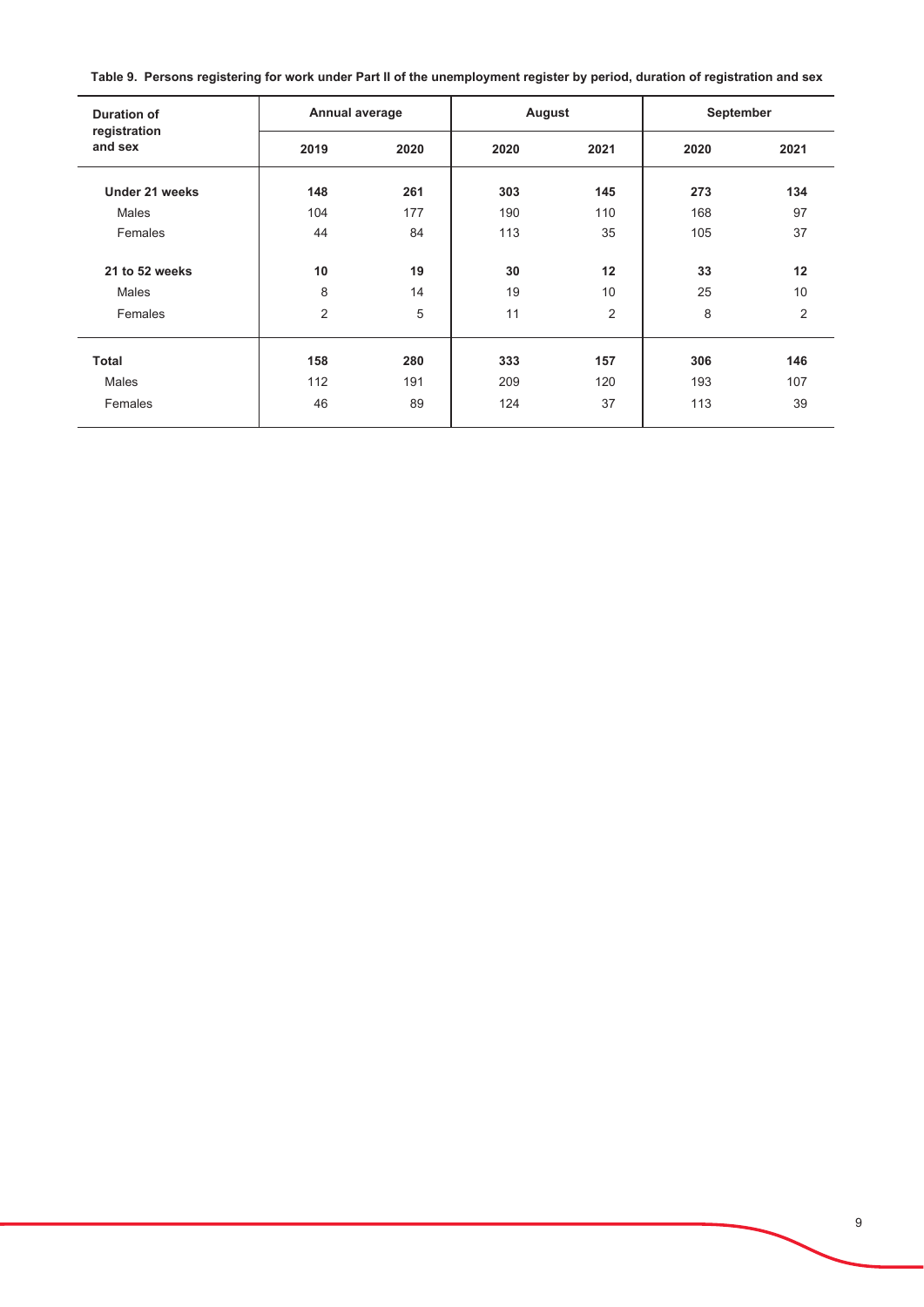**Table 9. Persons registering for work under Part II of the unemployment register by period, duration of registration and sex**

| Duration of registration and sex | Annual average | | August | | September | |
|---|---|---|---|---|---|---|
| | 2019 | 2020 | 2020 | 2021 | 2020 | 2021 |
| **Under 21 weeks** | **148** | **261** | **303** | **145** | **273** | **134** |
| Males | 104 | 177 | 190 | 110 | 168 | 97 |
| Females | 44 | 84 | 113 | 35 | 105 | 37 |
| **21 to 52 weeks** | **10** | **19** | **30** | **12** | **33** | **12** |
| Males | 8 | 14 | 19 | 10 | 25 | 10 |
| Females | 2 | 5 | 11 | 2 | 8 | 2 |
| **Total** | **158** | **280** | **333** | **157** | **306** | **146** |
| Males | 112 | 191 | 209 | 120 | 193 | 107 |
| Females | 46 | 89 | 124 | 37 | 113 | 39 |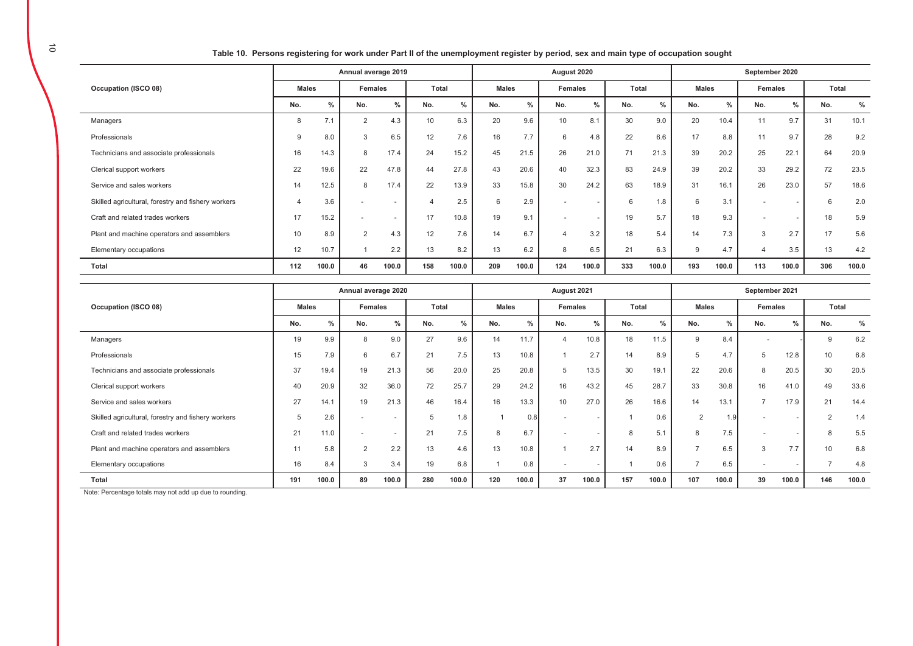**Table 10. Persons registering for work under Part II of the unemployment register by period, sex and main type of occupation sought**

| Occupation (ISCO 08) | Annual average 2019 | | | | | | August 2020 | | | | | | September 2020 | | | | | |
|---|---|---|---|---|---|---|---|---|---|---|---|---|---|---|---|---|---|---|
| | Males | | Females | | Total | | Males | | Females | | Total | | Males | | Females | | Total | |
| | No. | % | No. | % | No. | % | No. | % | No. | % | No. | % | No. | % | No. | % | No. | % |
| Managers | 8 | 7.1 | 2 | 4.3 | 10 | 6.3 | 20 | 9.6 | 10 | 8.1 | 30 | 9.0 | 20 | 10.4 | 11 | 9.7 | 31 | 10.1 |
| Professionals | 9 | 8.0 | 3 | 6.5 | 12 | 7.6 | 16 | 7.7 | 6 | 4.8 | 22 | 6.6 | 17 | 8.8 | 11 | 9.7 | 28 | 9.2 |
| Technicians and associate professionals | 16 | 14.3 | 8 | 17.4 | 24 | 15.2 | 45 | 21.5 | 26 | 21.0 | 71 | 21.3 | 39 | 20.2 | 25 | 22.1 | 64 | 20.9 |
| Clerical support workers | 22 | 19.6 | 22 | 47.8 | 44 | 27.8 | 43 | 20.6 | 40 | 32.3 | 83 | 24.9 | 39 | 20.2 | 33 | 29.2 | 72 | 23.5 |
| Service and sales workers | 14 | 12.5 | 8 | 17.4 | 22 | 13.9 | 33 | 15.8 | 30 | 24.2 | 63 | 18.9 | 31 | 16.1 | 26 | 23.0 | 57 | 18.6 |
| Skilled agricultural, forestry and fishery workers | 4 | 3.6 | - | - | 4 | 2.5 | 6 | 2.9 | - | - | 6 | 1.8 | 6 | 3.1 | - | - | 6 | 2.0 |
| Craft and related trades workers | 17 | 15.2 | - | - | 17 | 10.8 | 19 | 9.1 | - | - | 19 | 5.7 | 18 | 9.3 | - | - | 18 | 5.9 |
| Plant and machine operators and assemblers | 10 | 8.9 | 2 | 4.3 | 12 | 7.6 | 14 | 6.7 | 4 | 3.2 | 18 | 5.4 | 14 | 7.3 | 3 | 2.7 | 17 | 5.6 |
| Elementary occupations | 12 | 10.7 | 1 | 2.2 | 13 | 8.2 | 13 | 6.2 | 8 | 6.5 | 21 | 6.3 | 9 | 4.7 | 4 | 3.5 | 13 | 4.2 |
| **Total** | **112** | **100.0** | **46** | **100.0** | **158** | **100.0** | **209** | **100.0** | **124** | **100.0** | **333** | **100.0** | **193** | **100.0** | **113** | **100.0** | **306** | **100.0** |

| Occupation (ISCO 08) | Annual average 2020 | | | | | | August 2021 | | | | | | September 2021 | | | | | |
|---|---|---|---|---|---|---|---|---|---|---|---|---|---|---|---|---|---|---|
| | Males | | Females | | Total | | Males | | Females | | Total | | Males | | Females | | Total | |
| | No. | % | No. | % | No. | % | No. | % | No. | % | No. | % | No. | % | No. | % | No. | % |
| Managers | 19 | 9.9 | 8 | 9.0 | 27 | 9.6 | 14 | 11.7 | 4 | 10.8 | 18 | 11.5 | 9 | 8.4 | - | - | 9 | 6.2 |
| Professionals | 15 | 7.9 | 6 | 6.7 | 21 | 7.5 | 13 | 10.8 | 1 | 2.7 | 14 | 8.9 | 5 | 4.7 | 5 | 12.8 | 10 | 6.8 |
| Technicians and associate professionals | 37 | 19.4 | 19 | 21.3 | 56 | 20.0 | 25 | 20.8 | 5 | 13.5 | 30 | 19.1 | 22 | 20.6 | 8 | 20.5 | 30 | 20.5 |
| Clerical support workers | 40 | 20.9 | 32 | 36.0 | 72 | 25.7 | 29 | 24.2 | 16 | 43.2 | 45 | 28.7 | 33 | 30.8 | 16 | 41.0 | 49 | 33.6 |
| Service and sales workers | 27 | 14.1 | 19 | 21.3 | 46 | 16.4 | 16 | 13.3 | 10 | 27.0 | 26 | 16.6 | 14 | 13.1 | 7 | 17.9 | 21 | 14.4 |
| Skilled agricultural, forestry and fishery workers | 5 | 2.6 | - | - | 5 | 1.8 | 1 | 0.8 | - | - | 1 | 0.6 | 2 | 1.9 | - | - | 2 | 1.4 |
| Craft and related trades workers | 21 | 11.0 | - | - | 21 | 7.5 | 8 | 6.7 | - | - | 8 | 5.1 | 8 | 7.5 | - | - | 8 | 5.5 |
| Plant and machine operators and assemblers | 11 | 5.8 | 2 | 2.2 | 13 | 4.6 | 13 | 10.8 | 1 | 2.7 | 14 | 8.9 | 7 | 6.5 | 3 | 7.7 | 10 | 6.8 |
| Elementary occupations | 16 | 8.4 | 3 | 3.4 | 19 | 6.8 | 1 | 0.8 | - | - | 1 | 0.6 | 7 | 6.5 | - | - | 7 | 4.8 |
| **Total** | **191** | **100.0** | **89** | **100.0** | **280** | **100.0** | **120** | **100.0** | **37** | **100.0** | **157** | **100.0** | **107** | **100.0** | **39** | **100.0** | **146** | **100.0** |

Note: Percentage totals may not add up due to rounding.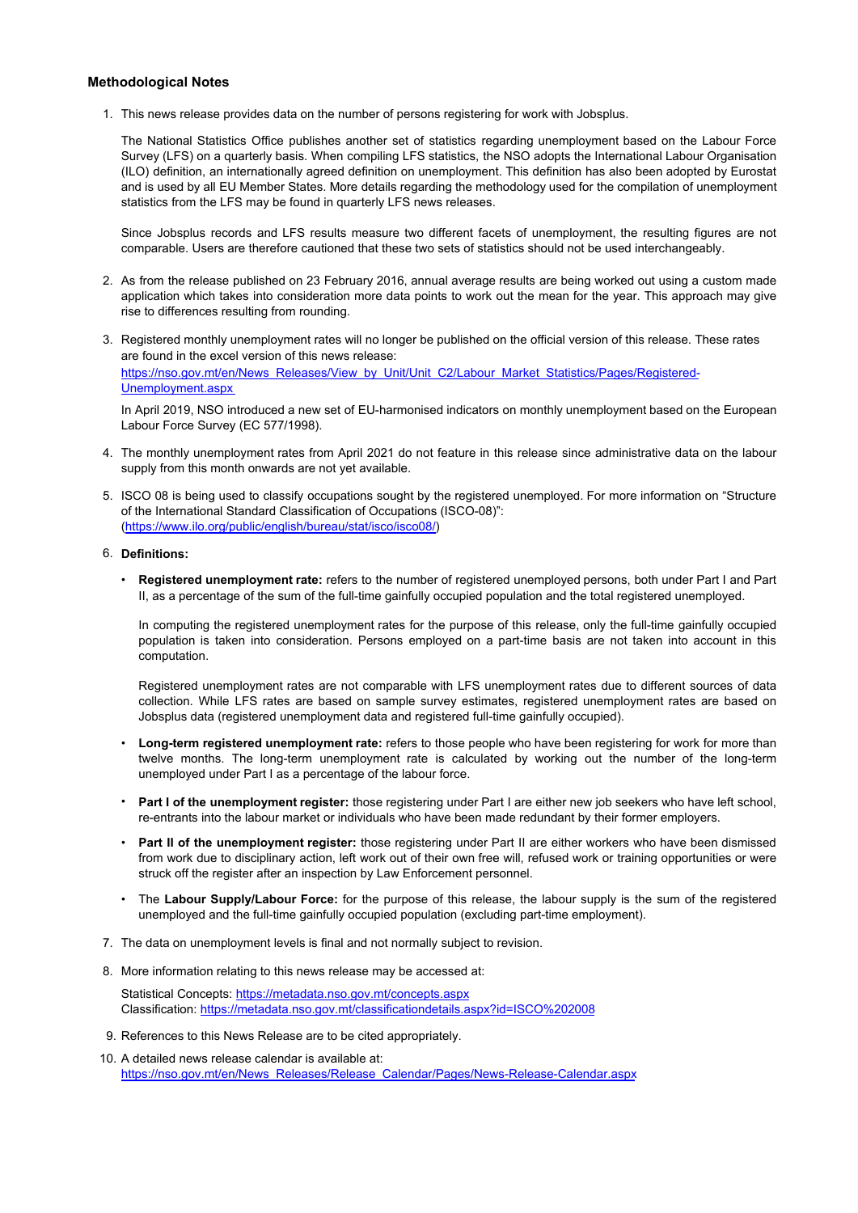### Methodological Notes

1. This news release provides data on the number of persons registering for work with Jobsplus.

   The National Statistics Office publishes another set of statistics regarding unemployment based on the Labour Force Survey (LFS) on a quarterly basis. When compiling LFS statistics, the NSO adopts the International Labour Organisation (ILO) definition, an internationally agreed definition on unemployment. This definition has also been adopted by Eurostat and is used by all EU Member States. More details regarding the methodology used for the compilation of unemployment statistics from the LFS may be found in quarterly LFS news releases.

   Since Jobsplus records and LFS results measure two different facets of unemployment, the resulting figures are not comparable. Users are therefore cautioned that these two sets of statistics should not be used interchangeably.

2. As from the release published on 23 February 2016, annual average results are being worked out using a custom made application which takes into consideration more data points to work out the mean for the year. This approach may give rise to differences resulting from rounding.

3. Registered monthly unemployment rates will no longer be published on the official version of this release. These rates are found in the excel version of this news release: https://nso.gov.mt/en/News_Releases/View_by_Unit/Unit_C2/Labour_Market_Statistics/Pages/Registered-Unemployment.aspx

   In April 2019, NSO introduced a new set of EU-harmonised indicators on monthly unemployment based on the European Labour Force Survey (EC 577/1998).

4. The monthly unemployment rates from April 2021 do not feature in this release since administrative data on the labour supply from this month onwards are not yet available.

5. ISCO 08 is being used to classify occupations sought by the registered unemployed. For more information on “Structure of the International Standard Classification of Occupations (ISCO-08)”: (https://www.ilo.org/public/english/bureau/stat/isco/isco08/)

6. **Definitions:**

   - **Registered unemployment rate:** refers to the number of registered unemployed persons, both under Part I and Part II, as a percentage of the sum of the full-time gainfully occupied population and the total registered unemployed.

     In computing the registered unemployment rates for the purpose of this release, only the full-time gainfully occupied population is taken into consideration. Persons employed on a part-time basis are not taken into account in this computation.

     Registered unemployment rates are not comparable with LFS unemployment rates due to different sources of data collection. While LFS rates are based on sample survey estimates, registered unemployment rates are based on Jobsplus data (registered unemployment data and registered full-time gainfully occupied).

   - **Long-term registered unemployment rate:** refers to those people who have been registering for work for more than twelve months. The long-term unemployment rate is calculated by working out the number of the long-term unemployed under Part I as a percentage of the labour force.

   - **Part I of the unemployment register:** those registering under Part I are either new job seekers who have left school, re-entrants into the labour market or individuals who have been made redundant by their former employers.

   - **Part II of the unemployment register:** those registering under Part II are either workers who have been dismissed from work due to disciplinary action, left work out of their own free will, refused work or training opportunities or were struck off the register after an inspection by Law Enforcement personnel.

   - The **Labour Supply/Labour Force:** for the purpose of this release, the labour supply is the sum of the registered unemployed and the full-time gainfully occupied population (excluding part-time employment).

7. The data on unemployment levels is final and not normally subject to revision.

8. More information relating to this news release may be accessed at:

   Statistical Concepts: https://metadata.nso.gov.mt/concepts.aspx
   Classification: https://metadata.nso.gov.mt/classificationdetails.aspx?id=ISCO%202008

9. References to this News Release are to be cited appropriately.

10. A detailed news release calendar is available at: https://nso.gov.mt/en/News_Releases/Release_Calendar/Pages/News-Release-Calendar.aspx